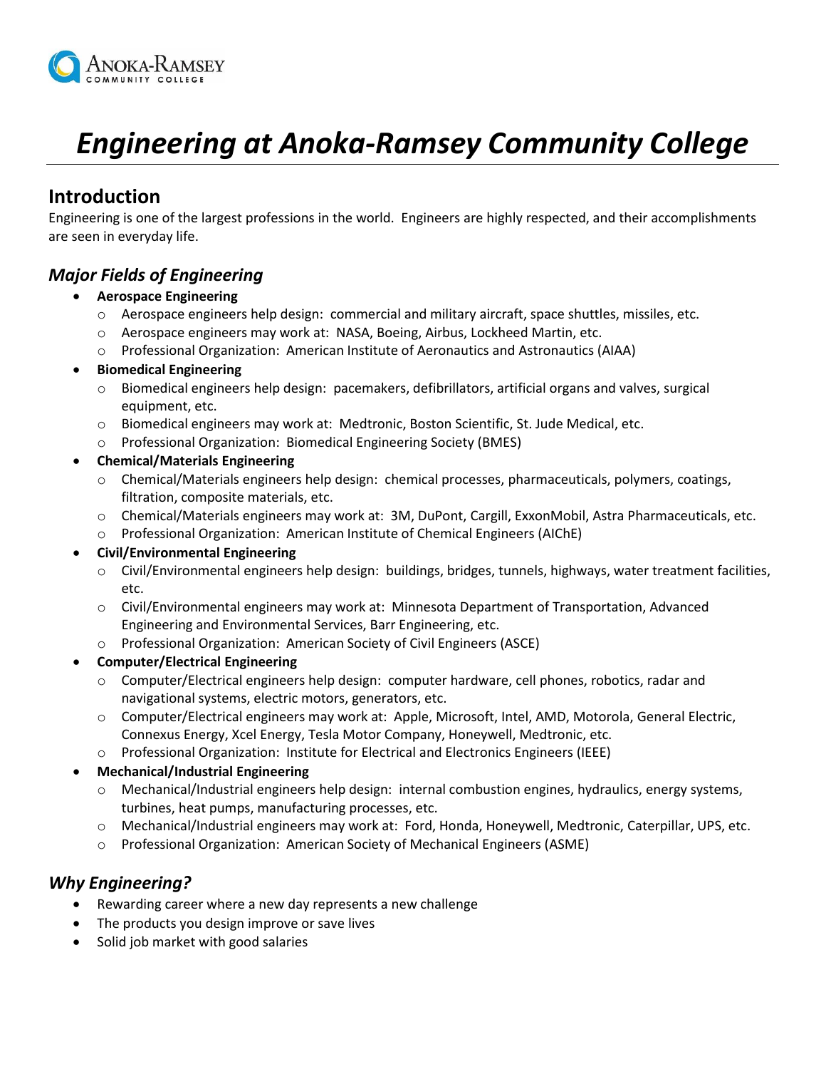# *Engineering at Anoka-Ramsey Community College*

## Introduction

Engineering is one of the largest professions in the world. Engineers are highly respected, and their accomplishments are seen in everyday life.

### *Major Fields of Engineering*

- **Aerospace Engineering**
  - Aerospace engineers help design: commercial and military aircraft, space shuttles, missiles, etc.
  - Aerospace engineers may work at: NASA, Boeing, Airbus, Lockheed Martin, etc.
  - Professional Organization: American Institute of Aeronautics and Astronautics (AIAA)
- **Biomedical Engineering**
  - Biomedical engineers help design: pacemakers, defibrillators, artificial organs and valves, surgical equipment, etc.
  - Biomedical engineers may work at: Medtronic, Boston Scientific, St. Jude Medical, etc.
  - Professional Organization: Biomedical Engineering Society (BMES)
- **Chemical/Materials Engineering**
  - Chemical/Materials engineers help design: chemical processes, pharmaceuticals, polymers, coatings, filtration, composite materials, etc.
  - Chemical/Materials engineers may work at: 3M, DuPont, Cargill, ExxonMobil, Astra Pharmaceuticals, etc.
  - Professional Organization: American Institute of Chemical Engineers (AIChE)
- **Civil/Environmental Engineering**
  - Civil/Environmental engineers help design: buildings, bridges, tunnels, highways, water treatment facilities, etc.
  - Civil/Environmental engineers may work at: Minnesota Department of Transportation, Advanced Engineering and Environmental Services, Barr Engineering, etc.
  - Professional Organization: American Society of Civil Engineers (ASCE)
- **Computer/Electrical Engineering**
  - Computer/Electrical engineers help design: computer hardware, cell phones, robotics, radar and navigational systems, electric motors, generators, etc.
  - Computer/Electrical engineers may work at: Apple, Microsoft, Intel, AMD, Motorola, General Electric, Connexus Energy, Xcel Energy, Tesla Motor Company, Honeywell, Medtronic, etc.
  - Professional Organization: Institute for Electrical and Electronics Engineers (IEEE)
- **Mechanical/Industrial Engineering**
  - Mechanical/Industrial engineers help design: internal combustion engines, hydraulics, energy systems, turbines, heat pumps, manufacturing processes, etc.
  - Mechanical/Industrial engineers may work at: Ford, Honda, Honeywell, Medtronic, Caterpillar, UPS, etc.
  - Professional Organization: American Society of Mechanical Engineers (ASME)

### *Why Engineering?*

- Rewarding career where a new day represents a new challenge
- The products you design improve or save lives
- Solid job market with good salaries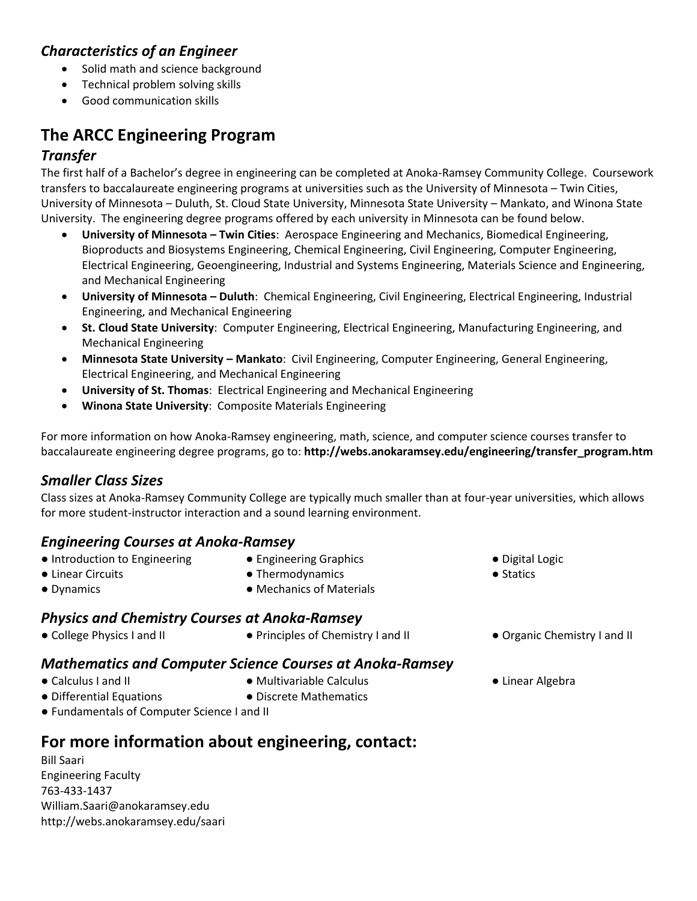### *Characteristics of an Engineer*

- Solid math and science background
- Technical problem solving skills
- Good communication skills

## The ARCC Engineering Program

### *Transfer*

The first half of a Bachelor's degree in engineering can be completed at Anoka-Ramsey Community College. Coursework transfers to baccalaureate engineering programs at universities such as the University of Minnesota – Twin Cities, University of Minnesota – Duluth, St. Cloud State University, Minnesota State University – Mankato, and Winona State University. The engineering degree programs offered by each university in Minnesota can be found below.

- **University of Minnesota – Twin Cities**: Aerospace Engineering and Mechanics, Biomedical Engineering, Bioproducts and Biosystems Engineering, Chemical Engineering, Civil Engineering, Computer Engineering, Electrical Engineering, Geoengineering, Industrial and Systems Engineering, Materials Science and Engineering, and Mechanical Engineering
- **University of Minnesota – Duluth**: Chemical Engineering, Civil Engineering, Electrical Engineering, Industrial Engineering, and Mechanical Engineering
- **St. Cloud State University**: Computer Engineering, Electrical Engineering, Manufacturing Engineering, and Mechanical Engineering
- **Minnesota State University – Mankato**: Civil Engineering, Computer Engineering, General Engineering, Electrical Engineering, and Mechanical Engineering
- **University of St. Thomas**: Electrical Engineering and Mechanical Engineering
- **Winona State University**: Composite Materials Engineering

For more information on how Anoka-Ramsey engineering, math, science, and computer science courses transfer to baccalaureate engineering degree programs, go to: **http://webs.anokaramsey.edu/engineering/transfer_program.htm**

### *Smaller Class Sizes*

Class sizes at Anoka-Ramsey Community College are typically much smaller than at four-year universities, which allows for more student-instructor interaction and a sound learning environment.

### *Engineering Courses at Anoka-Ramsey*

- Introduction to Engineering
- Engineering Graphics
- Digital Logic
- Linear Circuits
- Thermodynamics
- Statics
- Dynamics
- Mechanics of Materials

### *Physics and Chemistry Courses at Anoka-Ramsey*

- College Physics I and II
- Principles of Chemistry I and II
- Organic Chemistry I and II

### *Mathematics and Computer Science Courses at Anoka-Ramsey*

- Calculus I and II
- Multivariable Calculus
- Linear Algebra
- Differential Equations
- Discrete Mathematics
- Fundamentals of Computer Science I and II

## For more information about engineering, contact:

Bill Saari
Engineering Faculty
763-433-1437
William.Saari@anokaramsey.edu
http://webs.anokaramsey.edu/saari